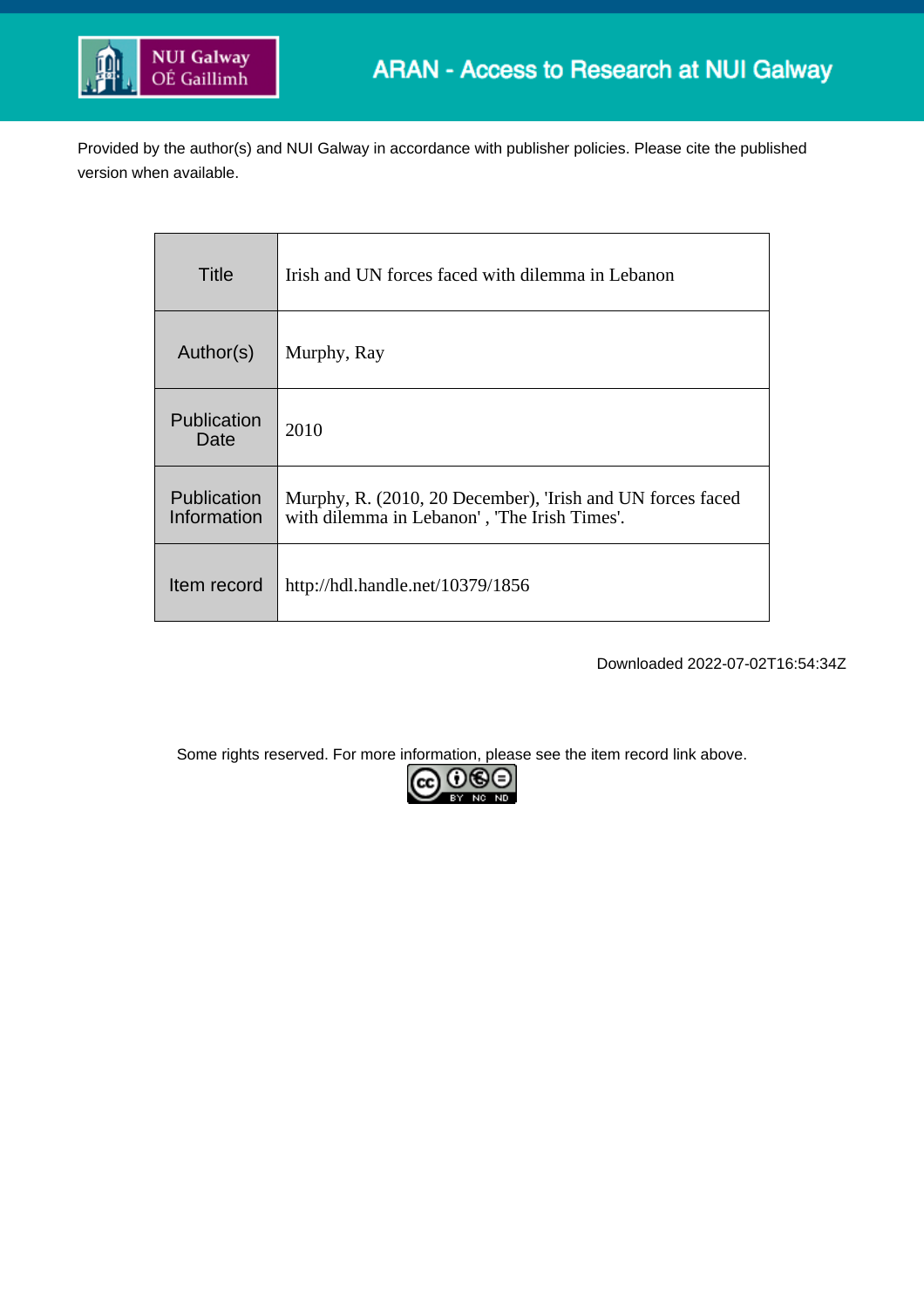NUI Galway
OÉ Gaillimh

ARAN - Access to Research at NUI Galway

Provided by the author(s) and NUI Galway in accordance with publisher policies. Please cite the published version when available.

| | |
|---|---|
| Title | Irish and UN forces faced with dilemma in Lebanon |
| Author(s) | Murphy, Ray |
| Publication Date | 2010 |
| Publication Information | Murphy, R. (2010, 20 December), 'Irish and UN forces faced with dilemma in Lebanon' , 'The Irish Times'. |
| Item record | http://hdl.handle.net/10379/1856 |

Downloaded 2022-07-02T16:54:34Z

Some rights reserved. For more information, please see the item record link above.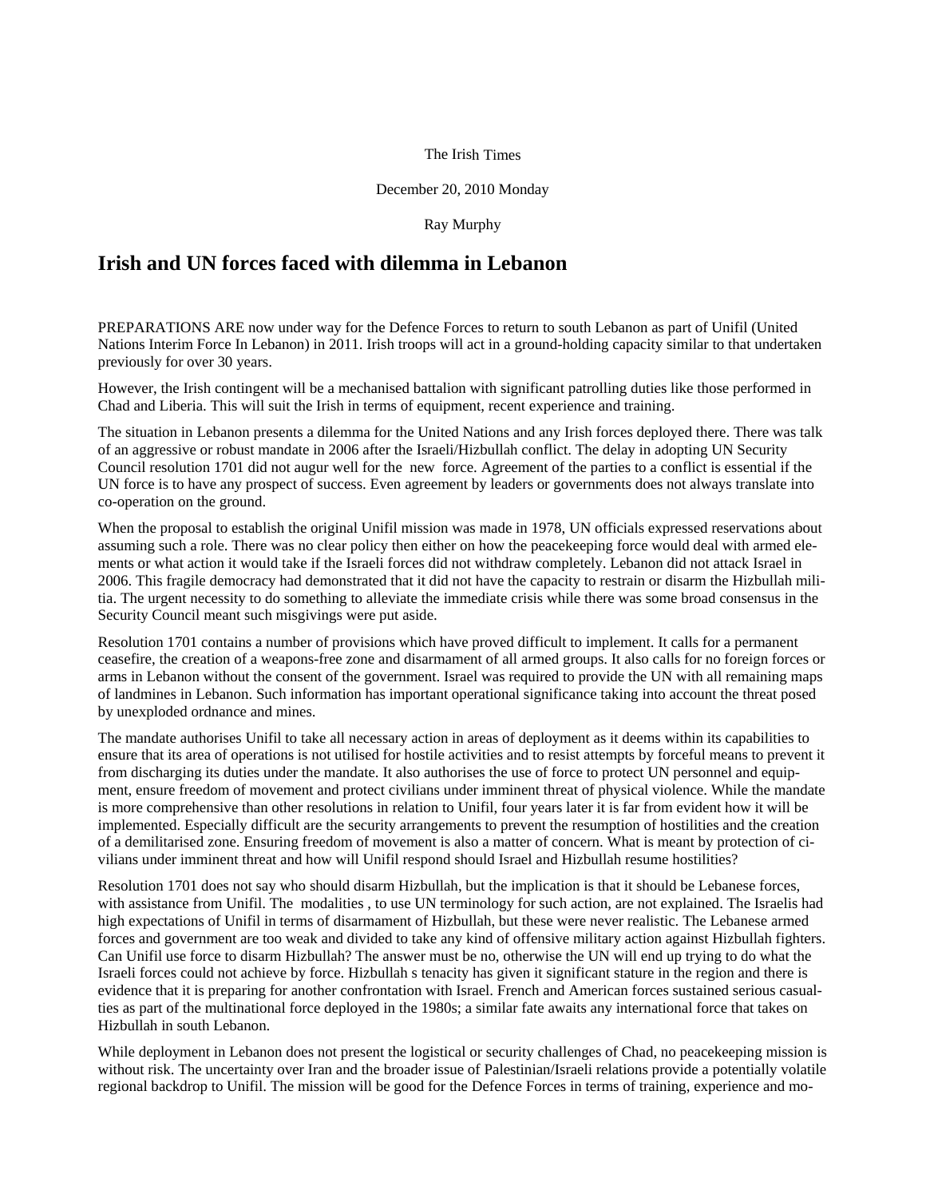The Irish Times

December 20, 2010 Monday

Ray Murphy

# Irish and UN forces faced with dilemma in Lebanon

PREPARATIONS ARE now under way for the Defence Forces to return to south Lebanon as part of Unifil (United Nations Interim Force In Lebanon) in 2011. Irish troops will act in a ground-holding capacity similar to that undertaken previously for over 30 years.

However, the Irish contingent will be a mechanised battalion with significant patrolling duties like those performed in Chad and Liberia. This will suit the Irish in terms of equipment, recent experience and training.

The situation in Lebanon presents a dilemma for the United Nations and any Irish forces deployed there. There was talk of an aggressive or robust mandate in 2006 after the Israeli/Hizbullah conflict. The delay in adopting UN Security Council resolution 1701 did not augur well for the new force. Agreement of the parties to a conflict is essential if the UN force is to have any prospect of success. Even agreement by leaders or governments does not always translate into co-operation on the ground.

When the proposal to establish the original Unifil mission was made in 1978, UN officials expressed reservations about assuming such a role. There was no clear policy then either on how the peacekeeping force would deal with armed elements or what action it would take if the Israeli forces did not withdraw completely. Lebanon did not attack Israel in 2006. This fragile democracy had demonstrated that it did not have the capacity to restrain or disarm the Hizbullah militia. The urgent necessity to do something to alleviate the immediate crisis while there was some broad consensus in the Security Council meant such misgivings were put aside.

Resolution 1701 contains a number of provisions which have proved difficult to implement. It calls for a permanent ceasefire, the creation of a weapons-free zone and disarmament of all armed groups. It also calls for no foreign forces or arms in Lebanon without the consent of the government. Israel was required to provide the UN with all remaining maps of landmines in Lebanon. Such information has important operational significance taking into account the threat posed by unexploded ordnance and mines.

The mandate authorises Unifil to take all necessary action in areas of deployment as it deems within its capabilities to ensure that its area of operations is not utilised for hostile activities and to resist attempts by forceful means to prevent it from discharging its duties under the mandate. It also authorises the use of force to protect UN personnel and equipment, ensure freedom of movement and protect civilians under imminent threat of physical violence. While the mandate is more comprehensive than other resolutions in relation to Unifil, four years later it is far from evident how it will be implemented. Especially difficult are the security arrangements to prevent the resumption of hostilities and the creation of a demilitarised zone. Ensuring freedom of movement is also a matter of concern. What is meant by protection of civilians under imminent threat and how will Unifil respond should Israel and Hizbullah resume hostilities?

Resolution 1701 does not say who should disarm Hizbullah, but the implication is that it should be Lebanese forces, with assistance from Unifil. The modalities , to use UN terminology for such action, are not explained. The Israelis had high expectations of Unifil in terms of disarmament of Hizbullah, but these were never realistic. The Lebanese armed forces and government are too weak and divided to take any kind of offensive military action against Hizbullah fighters. Can Unifil use force to disarm Hizbullah? The answer must be no, otherwise the UN will end up trying to do what the Israeli forces could not achieve by force. Hizbullah s tenacity has given it significant stature in the region and there is evidence that it is preparing for another confrontation with Israel. French and American forces sustained serious casualties as part of the multinational force deployed in the 1980s; a similar fate awaits any international force that takes on Hizbullah in south Lebanon.

While deployment in Lebanon does not present the logistical or security challenges of Chad, no peacekeeping mission is without risk. The uncertainty over Iran and the broader issue of Palestinian/Israeli relations provide a potentially volatile regional backdrop to Unifil. The mission will be good for the Defence Forces in terms of training, experience and mo-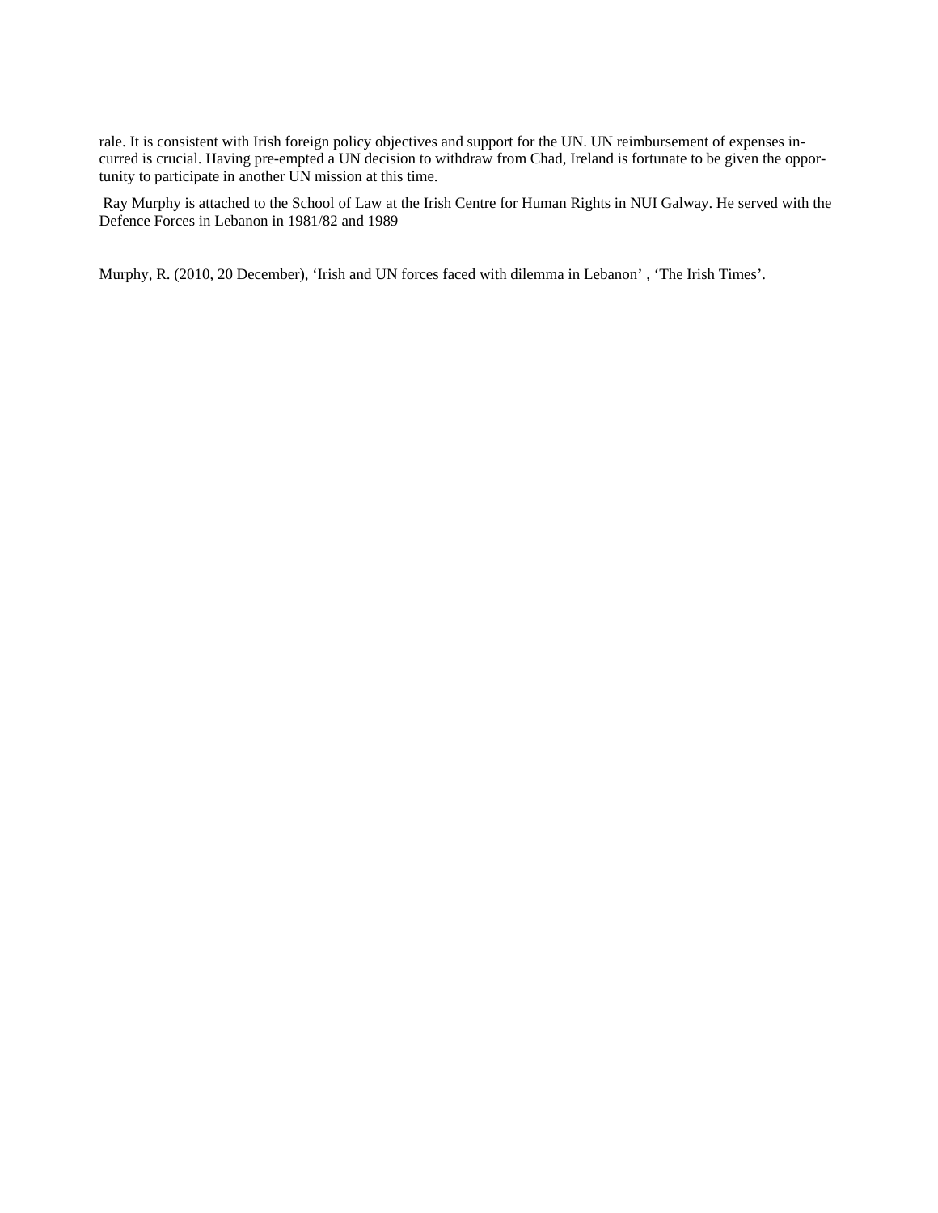rale. It is consistent with Irish foreign policy objectives and support for the UN. UN reimbursement of expenses incurred is crucial. Having pre-empted a UN decision to withdraw from Chad, Ireland is fortunate to be given the opportunity to participate in another UN mission at this time.

Ray Murphy is attached to the School of Law at the Irish Centre for Human Rights in NUI Galway. He served with the Defence Forces in Lebanon in 1981/82 and 1989

Murphy, R. (2010, 20 December), 'Irish and UN forces faced with dilemma in Lebanon' , 'The Irish Times'.